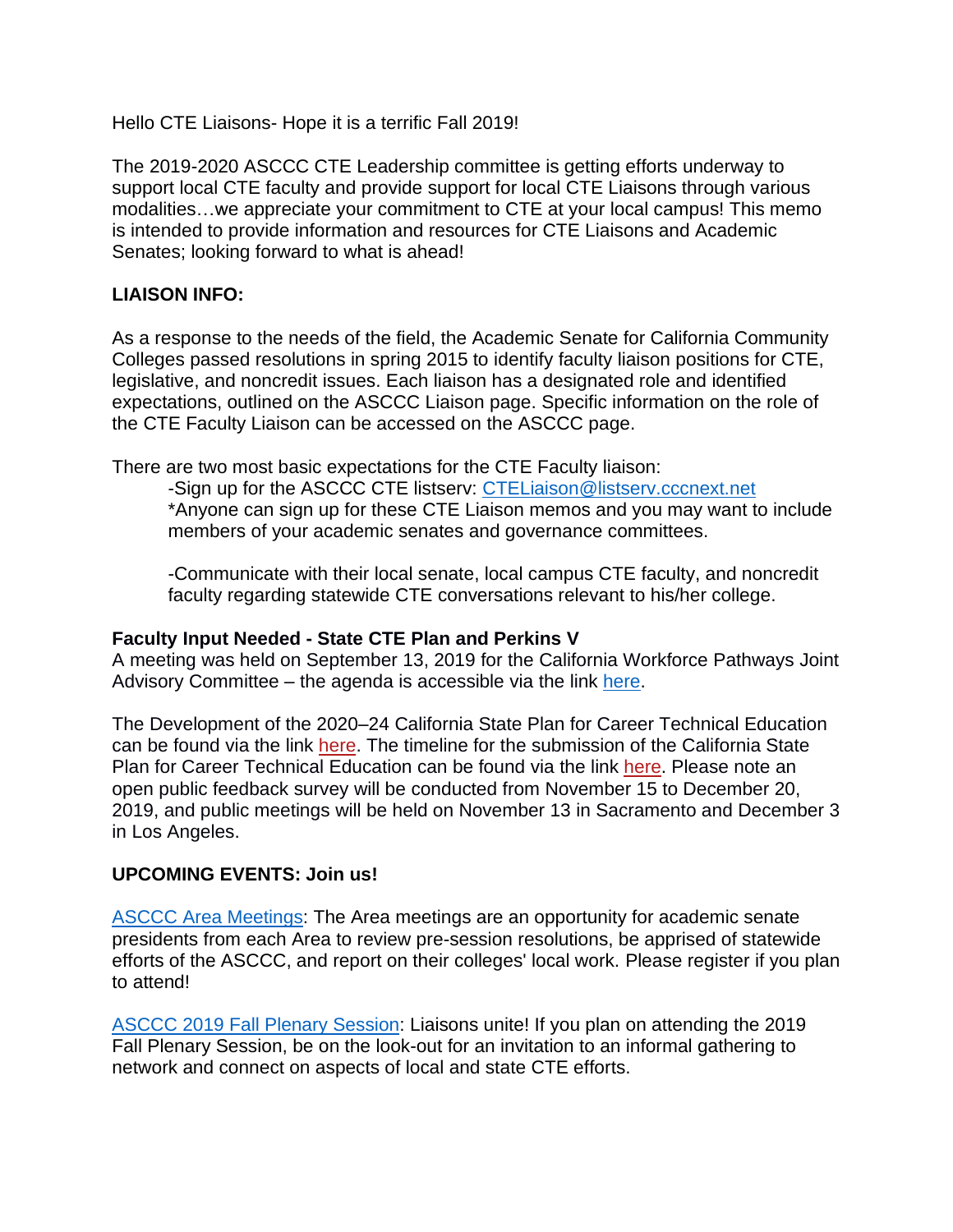Hello CTE Liaisons- Hope it is a terrific Fall 2019!

The 2019-2020 ASCCC CTE Leadership committee is getting efforts underway to support local CTE faculty and provide support for local CTE Liaisons through various modalities…we appreciate your commitment to CTE at your local campus! This memo is intended to provide information and resources for CTE Liaisons and Academic Senates; looking forward to what is ahead!

**LIAISON INFO:**

As a response to the needs of the field, the Academic Senate for California Community Colleges passed resolutions in spring 2015 to identify faculty liaison positions for CTE, legislative, and noncredit issues. Each liaison has a designated role and identified expectations, outlined on the ASCCC Liaison page. Specific information on the role of the CTE Faculty Liaison can be accessed on the ASCCC page.

There are two most basic expectations for the CTE Faculty liaison:

> -Sign up for the ASCCC CTE listserv: CTELiaison@listserv.cccnext.net
> *Anyone can sign up for these CTE Liaison memos and you may want to include members of your academic senates and governance committees.
>
> -Communicate with their local senate, local campus CTE faculty, and noncredit faculty regarding statewide CTE conversations relevant to his/her college.

**Faculty Input Needed - State CTE Plan and Perkins V**

A meeting was held on September 13, 2019 for the California Workforce Pathways Joint Advisory Committee – the agenda is accessible via the link here.

The Development of the 2020–24 California State Plan for Career Technical Education can be found via the link here. The timeline for the submission of the California State Plan for Career Technical Education can be found via the link here. Please note an open public feedback survey will be conducted from November 15 to December 20, 2019, and public meetings will be held on November 13 in Sacramento and December 3 in Los Angeles.

**UPCOMING EVENTS: Join us!**

ASCCC Area Meetings: The Area meetings are an opportunity for academic senate presidents from each Area to review pre-session resolutions, be apprised of statewide efforts of the ASCCC, and report on their colleges' local work. Please register if you plan to attend!

ASCCC 2019 Fall Plenary Session: Liaisons unite! If you plan on attending the 2019 Fall Plenary Session, be on the look-out for an invitation to an informal gathering to network and connect on aspects of local and state CTE efforts.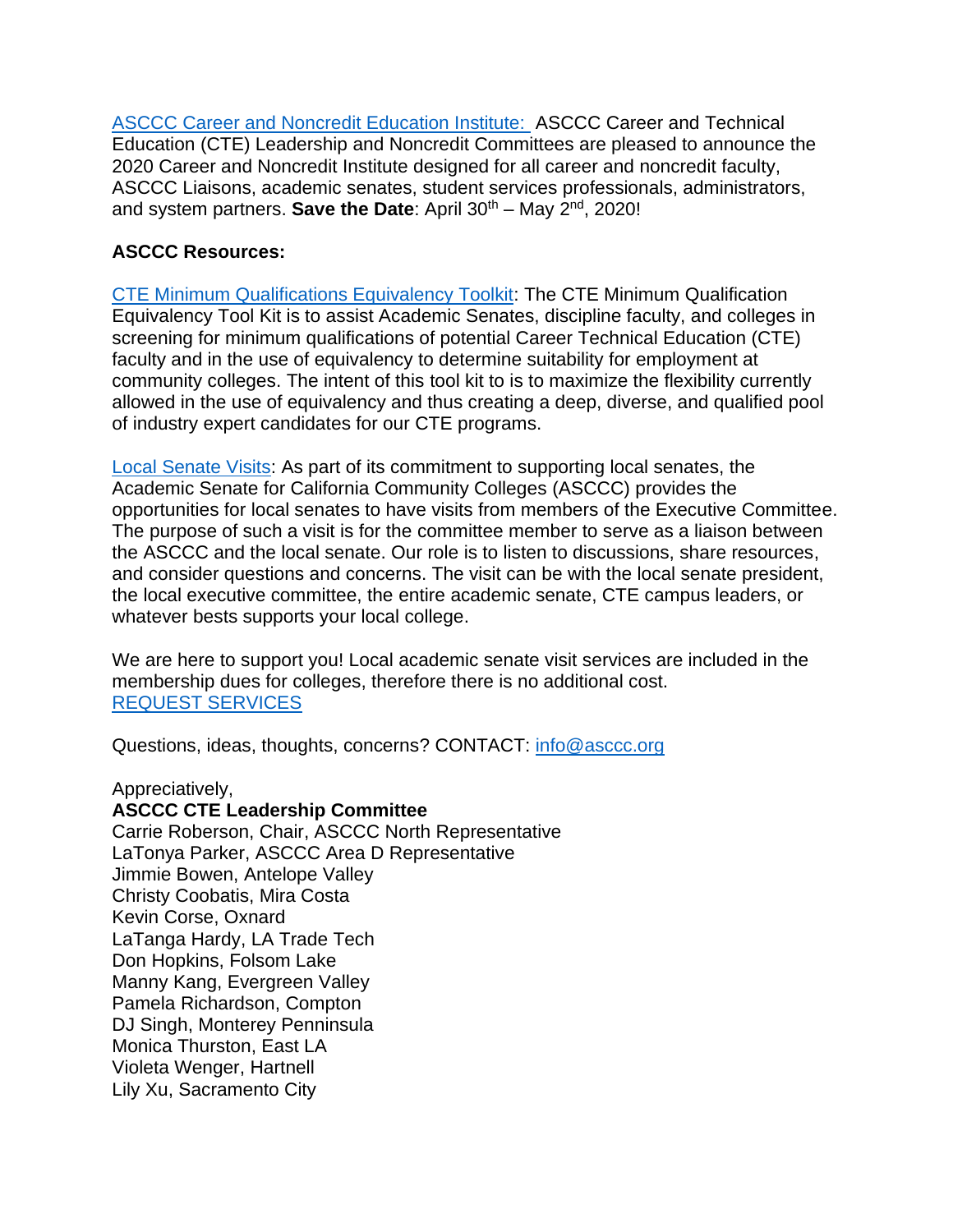[ASCCC Career and Noncredit Education Institute:](#) ASCCC Career and Technical Education (CTE) Leadership and Noncredit Committees are pleased to announce the 2020 Career and Noncredit Institute designed for all career and noncredit faculty, ASCCC Liaisons, academic senates, student services professionals, administrators, and system partners. **Save the Date**: April 30th – May 2nd, 2020!

**ASCCC Resources:**

[CTE Minimum Qualifications Equivalency Toolkit](#): The CTE Minimum Qualification Equivalency Tool Kit is to assist Academic Senates, discipline faculty, and colleges in screening for minimum qualifications of potential Career Technical Education (CTE) faculty and in the use of equivalency to determine suitability for employment at community colleges. The intent of this tool kit to is to maximize the flexibility currently allowed in the use of equivalency and thus creating a deep, diverse, and qualified pool of industry expert candidates for our CTE programs.

[Local Senate Visits](#): As part of its commitment to supporting local senates, the Academic Senate for California Community Colleges (ASCCC) provides the opportunities for local senates to have visits from members of the Executive Committee. The purpose of such a visit is for the committee member to serve as a liaison between the ASCCC and the local senate. Our role is to listen to discussions, share resources, and consider questions and concerns. The visit can be with the local senate president, the local executive committee, the entire academic senate, CTE campus leaders, or whatever bests supports your local college.

We are here to support you! Local academic senate visit services are included in the membership dues for colleges, therefore there is no additional cost.
[REQUEST SERVICES](#)

Questions, ideas, thoughts, concerns? CONTACT: [info@asccc.org](mailto:info@asccc.org)

Appreciatively,
**ASCCC CTE Leadership Committee**
Carrie Roberson, Chair, ASCCC North Representative
LaTonya Parker, ASCCC Area D Representative
Jimmie Bowen, Antelope Valley
Christy Coobatis, Mira Costa
Kevin Corse, Oxnard
LaTanga Hardy, LA Trade Tech
Don Hopkins, Folsom Lake
Manny Kang, Evergreen Valley
Pamela Richardson, Compton
DJ Singh, Monterey Penninsula
Monica Thurston, East LA
Violeta Wenger, Hartnell
Lily Xu, Sacramento City